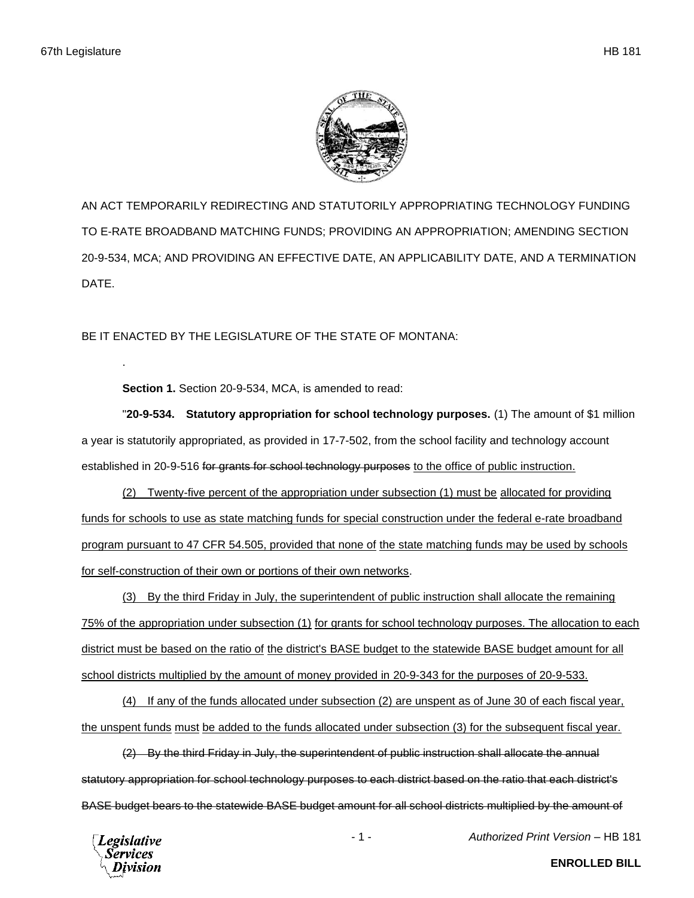AN ACT TEMPORARILY REDIRECTING AND STATUTORILY APPROPRIATING TECHNOLOGY FUNDING TO E-RATE BROADBAND MATCHING FUNDS; PROVIDING AN APPROPRIATION; AMENDING SECTION 20-9-534, MCA; AND PROVIDING AN EFFECTIVE DATE, AN APPLICABILITY DATE, AND A TERMINATION DATE.

BE IT ENACTED BY THE LEGISLATURE OF THE STATE OF MONTANA:

.

**Section 1.** Section 20-9-534, MCA, is amended to read:

"**20-9-534. Statutory appropriation for school technology purposes.** (1) The amount of $1 million a year is statutorily appropriated, as provided in 17-7-502, from the school facility and technology account established in 20-9-516 ~~for grants for school technology purposes~~ <u>to the office of public instruction.</u>

<u>(2) Twenty-five percent of the appropriation under subsection (1) must be</u> <u>allocated for providing funds for schools to use as state matching funds for special construction under the federal e-rate broadband program pursuant to 47 CFR 54.505, provided that none of</u> <u>the state matching funds may be used by schools for self-construction of their own or portions of their own networks</u>.

<u>(3) By the third Friday in July, the superintendent of public instruction shall allocate the remaining 75% of the appropriation under subsection (1)</u> <u>for grants for school technology purposes. The allocation to each district must be based on the ratio of</u> <u>the district's BASE budget to the statewide BASE budget amount for all school districts multiplied by the amount of money provided in 20-9-343 for the purposes of 20-9-533.</u>

<u>(4) If any of the funds allocated under subsection (2) are unspent as of June 30 of each fiscal year, the unspent funds</u> <u>must</u> <u>be added to the funds allocated under subsection (3) for the subsequent fiscal year.</u>

~~(2) By the third Friday in July, the superintendent of public instruction shall allocate the annual statutory appropriation for school technology purposes to each district based on the ratio that each district's BASE budget bears to the statewide BASE budget amount for all school districts multiplied by the amount of~~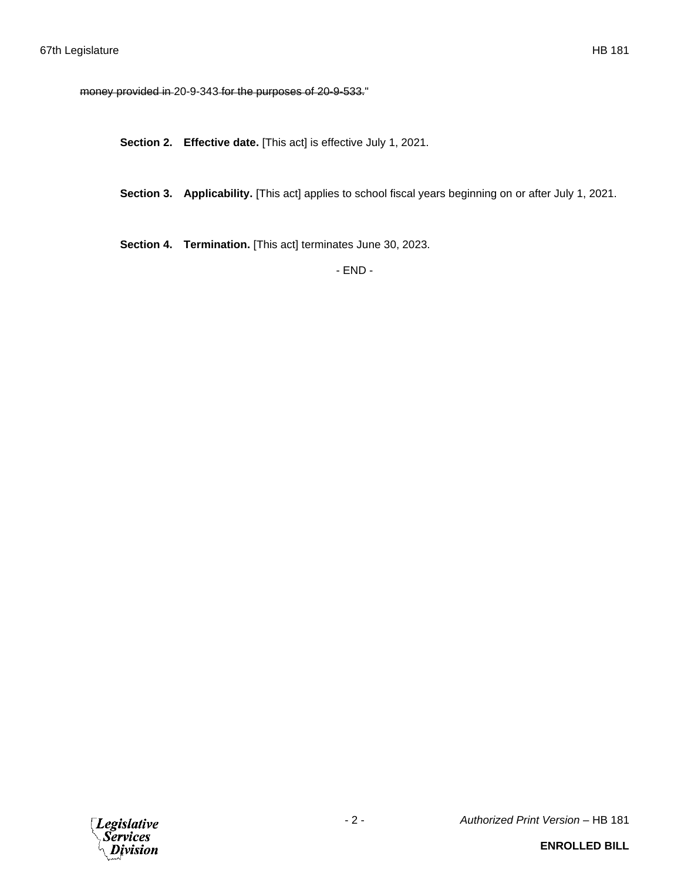~~money provided in~~ 20-9-343 ~~for the purposes of 20-9-533.~~"

**Section 2. Effective date.** [This act] is effective July 1, 2021.

**Section 3. Applicability.** [This act] applies to school fiscal years beginning on or after July 1, 2021.

**Section 4. Termination.** [This act] terminates June 30, 2023.

- END -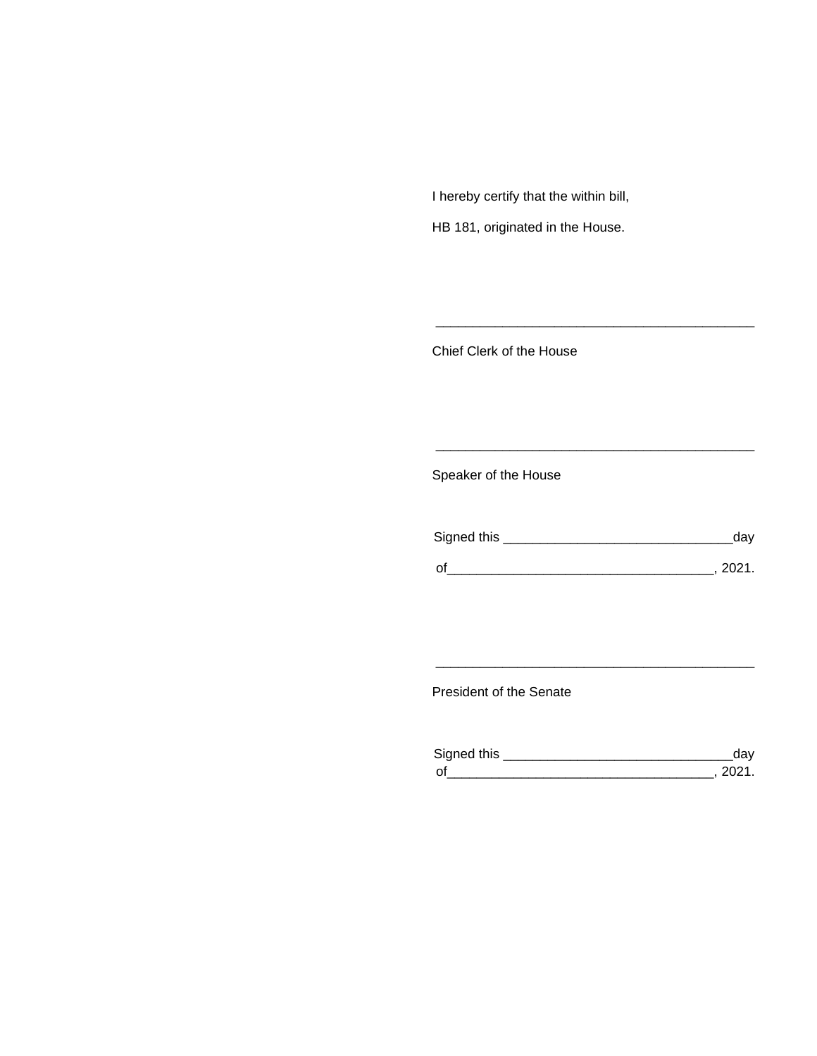I hereby certify that the within bill,

HB 181, originated in the House.

\_\_\_\_\_\_\_\_\_\_\_\_\_\_\_\_\_\_\_\_\_\_\_\_\_\_\_\_\_\_\_\_\_\_\_\_\_\_\_\_\_\_\_\_

Chief Clerk of the House

\_\_\_\_\_\_\_\_\_\_\_\_\_\_\_\_\_\_\_\_\_\_\_\_\_\_\_\_\_\_\_\_\_\_\_\_\_\_\_\_\_\_\_\_

Speaker of the House

Signed this \_\_\_\_\_\_\_\_\_\_\_\_\_\_\_\_\_\_\_\_\_\_\_\_\_\_\_\_\_\_\_day

of\_\_\_\_\_\_\_\_\_\_\_\_\_\_\_\_\_\_\_\_\_\_\_\_\_\_\_\_\_\_\_\_\_\_\_, 2021.

\_\_\_\_\_\_\_\_\_\_\_\_\_\_\_\_\_\_\_\_\_\_\_\_\_\_\_\_\_\_\_\_\_\_\_\_\_\_\_\_\_\_\_\_

President of the Senate

Signed this \_\_\_\_\_\_\_\_\_\_\_\_\_\_\_\_\_\_\_\_\_\_\_\_\_\_\_\_\_\_\_day

of\_\_\_\_\_\_\_\_\_\_\_\_\_\_\_\_\_\_\_\_\_\_\_\_\_\_\_\_\_\_\_\_\_\_\_, 2021.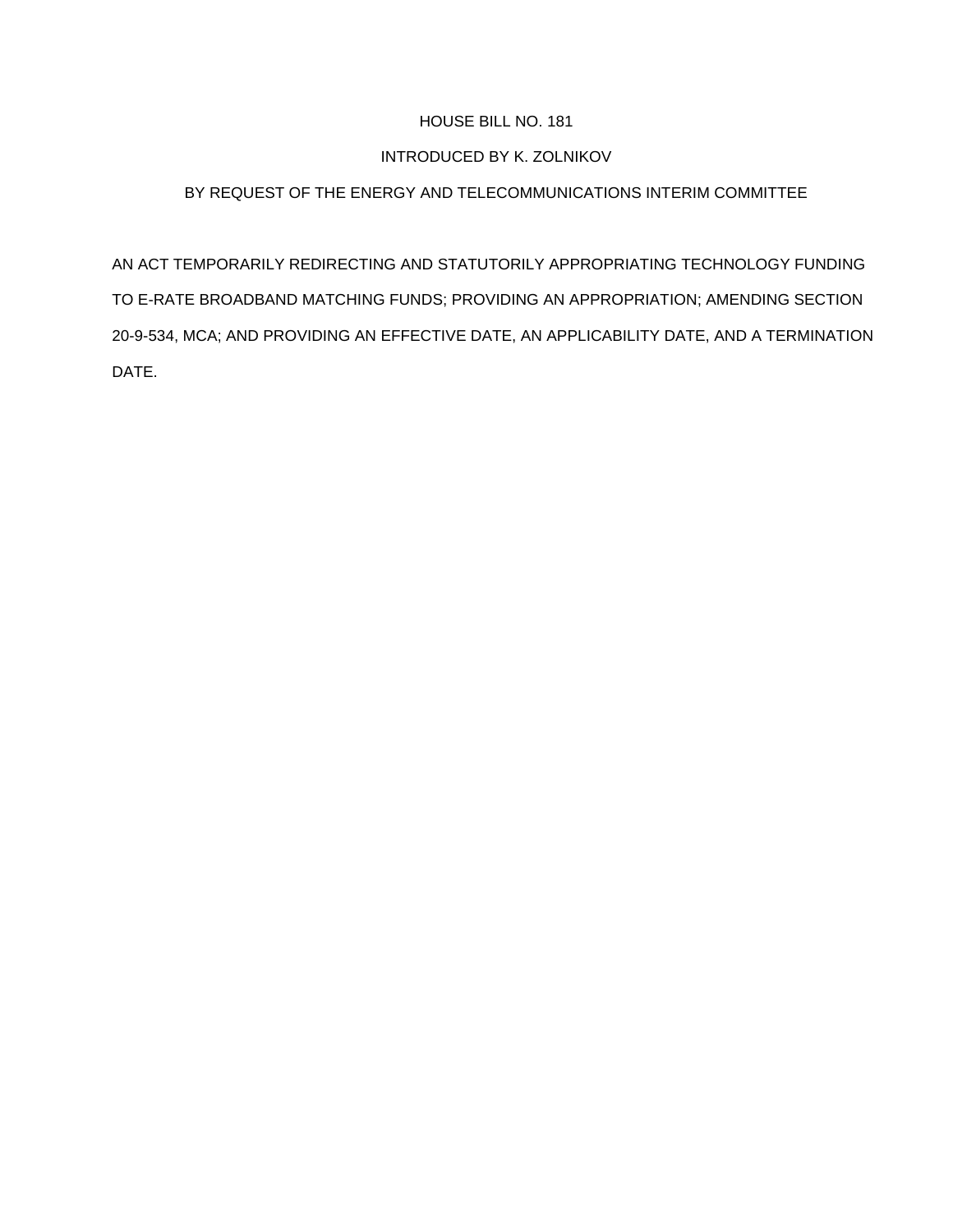HOUSE BILL NO. 181

INTRODUCED BY K. ZOLNIKOV

BY REQUEST OF THE ENERGY AND TELECOMMUNICATIONS INTERIM COMMITTEE

AN ACT TEMPORARILY REDIRECTING AND STATUTORILY APPROPRIATING TECHNOLOGY FUNDING TO E-RATE BROADBAND MATCHING FUNDS; PROVIDING AN APPROPRIATION; AMENDING SECTION 20-9-534, MCA; AND PROVIDING AN EFFECTIVE DATE, AN APPLICABILITY DATE, AND A TERMINATION DATE.